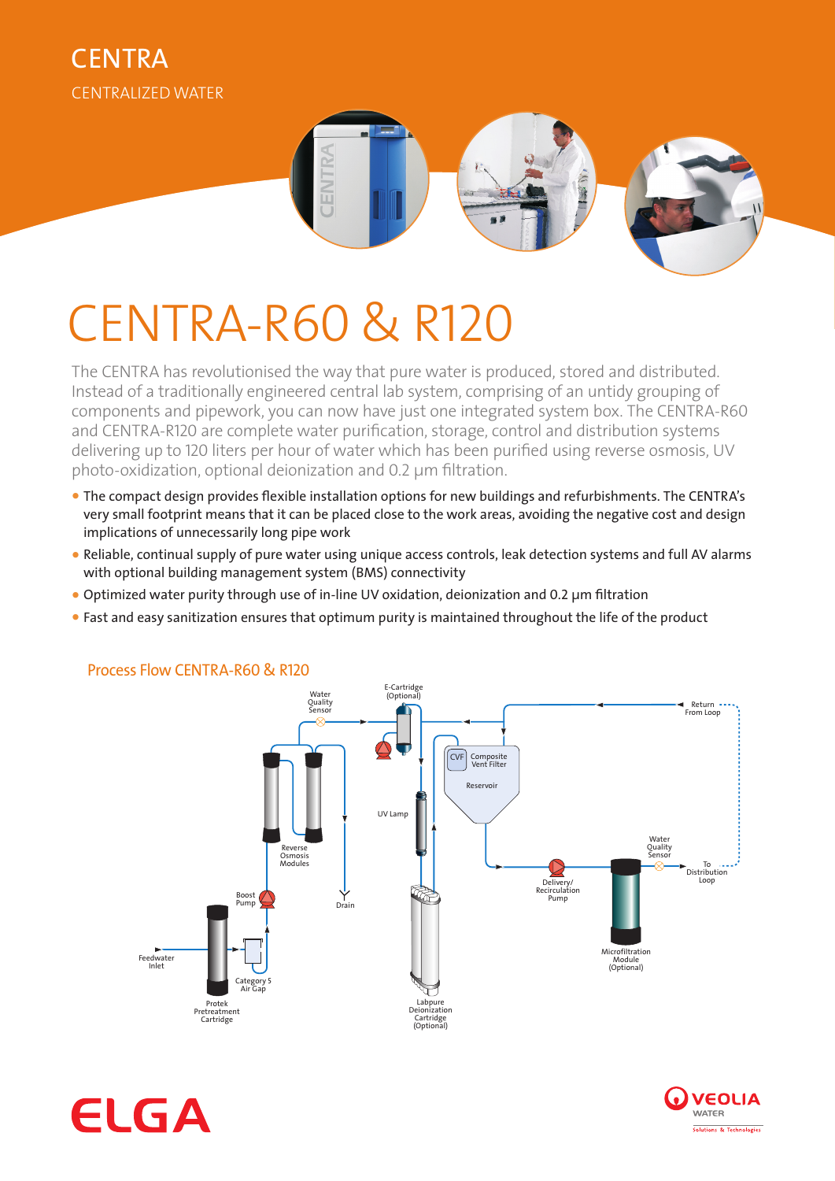# CENTRA

CENTRALIZED WATER

# CENTRA-R60 & R120

The CENTRA has revolutionised the way that pure water is produced, stored and distributed. Instead of a traditionally engineered central lab system, comprising of an untidy grouping of components and pipework, you can now have just one integrated system box. The CENTRA-R60 and CENTRA-R120 are complete water purification, storage, control and distribution systems delivering up to 120 liters per hour of water which has been purified using reverse osmosis, UV photo-oxidization, optional deionization and 0.2 µm filtration.

- The compact design provides flexible installation options for new buildings and refurbishments. The CENTRA's very small footprint means that it can be placed close to the work areas, avoiding the negative cost and design implications of unnecessarily long pipe work
- Reliable, continual supply of pure water using unique access controls, leak detection systems and full AV alarms with optional building management system (BMS) connectivity
- Optimized water purity through use of in-line UV oxidation, deionization and 0.2 µm filtration
- Fast and easy sanitization ensures that optimum purity is maintained throughout the life of the product

## Process Flow CENTRA-R60 & R120

Feedwater Inlet
Protek Pretreatment Cartridge
Category 5 Air Gap
Boost Pump
Reverse Osmosis Modules
Drain
Water Quality Sensor
E-Cartridge (Optional)
UV Lamp
Labpure Deionization Cartridge (Optional)
CVF Composite Vent Filter
Reservoir
Return From Loop
Delivery/ Recirculation Pump
Microfiltration Module (Optional)
Water Quality Sensor
To Distribution Loop

ELGA

VEOLIA WATER
Solutions & Technologies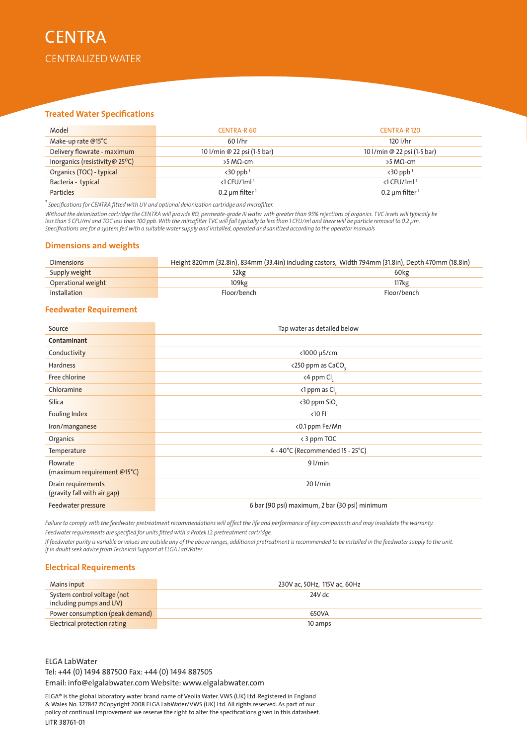# CENTRA

## CENTRALIZED WATER

### Treated Water Specifications

| Model | CENTRA-R 60 | CENTRA-R 120 |
|---|---|---|
| Make-up rate @15°C | 60 l/hr | 120 l/hr |
| Delivery flowrate - maximum | 10 l/min @ 22 psi (1-5 bar) | 10 l/min @ 22 psi (1-5 bar) |
| Inorganics (resistivity@ 25°C) | >5 MΩ-cm | >5 MΩ-cm |
| Organics (TOC) - typical | <30 ppb [1] | <30 ppb [1] |
| Bacteria - typical | <1 CFU/1ml [1] | <1 CFU/1ml [1] |
| Particles | 0.2 µm filter [1] | 0.2 µm filter [1] |

*[1] Specifications for CENTRA fitted with UV and optional deionization cartridge and microfilter.*

*Without the deionization cartridge the CENTRA will provide RO, permeate-grade III water with greater than 95% rejections of organics. TVC levels will typically be less than 5 CFU/ml and TOC less than 100 ppb. With the mircofilter TVC will fall typically to less than 1 CFU/ml and there will be particle removal to 0.2 µm. Specifications are for a system fed with a suitable water supply and installed, operated and sanitized according to the operator manuals*

### Dimensions and weights

| | | |
|---|---|---|
| Dimensions | Height 820mm (32.8in), 834mm (33.4in) including castors, Width 794mm (31.8in), Depth 470mm (18.8in) | |
| Supply weight | 52kg | 60kg |
| Operational weight | 109kg | 117kg |
| Installation | Floor/bench | Floor/bench |

### Feedwater Requirement

| | |
|---|---|
| Source | Tap water as detailed below |
| **Contaminant** | |
| Conductivity | <1000 µS/cm |
| Hardness | <250 ppm as $CaCO_3$ |
| Free chlorine | <4 ppm $Cl_2$ |
| Chloramine | <1 ppm as $Cl_2$ |
| Silica | <30 ppm $SiO_2$ |
| Fouling Index | <10 FI |
| Iron/manganese | <0.1 ppm Fe/Mn |
| Organics | < 3 ppm TOC |
| Temperature | 4 - 40°C (Recommended 15 - 25°C) |
| Flowrate (maximum requirement @15°C) | 9 l/min |
| Drain requirements (gravity fall with air gap) | 20 l/min |
| Feedwater pressure | 6 bar (90 psi) maximum, 2 bar (30 psi) minimum |

*Failure to comply with the feedwater pretreatment recommendations will affect the life and performance of key components and may invalidate the warranty.*

*Feedwater requirements are specified for units fitted with a Protek L2 pretreatment cartridge.*

*If feedwater purity is variable or values are outside any of the above ranges, additional pretreatment is recommended to be installed in the feedwater supply to the unit. If in doubt seek advice from Technical Support at ELGA LabWater.*

### Electrical Requirements

| | |
|---|---|
| Mains input | 230V ac, 50Hz, 115V ac, 60Hz |
| System control voltage (not including pumps and UV) | 24V dc |
| Power consumption (peak demand) | 650VA |
| Electrical protection rating | 10 amps |

ELGA LabWater
Tel: +44 (0) 1494 887500 Fax: +44 (0) 1494 887505
Email: info@elgalabwater.com Website: www.elgalabwater.com

ELGA® is the global laboratory water brand name of Veolia Water. VWS (UK) Ltd. Registered in England & Wales No. 327847 ©Copyright 2008 ELGA LabWater/VWS (UK) Ltd. All rights reserved. As part of our policy of continual improvement we reserve the right to alter the specifications given in this datasheet.

LITR 38761-01